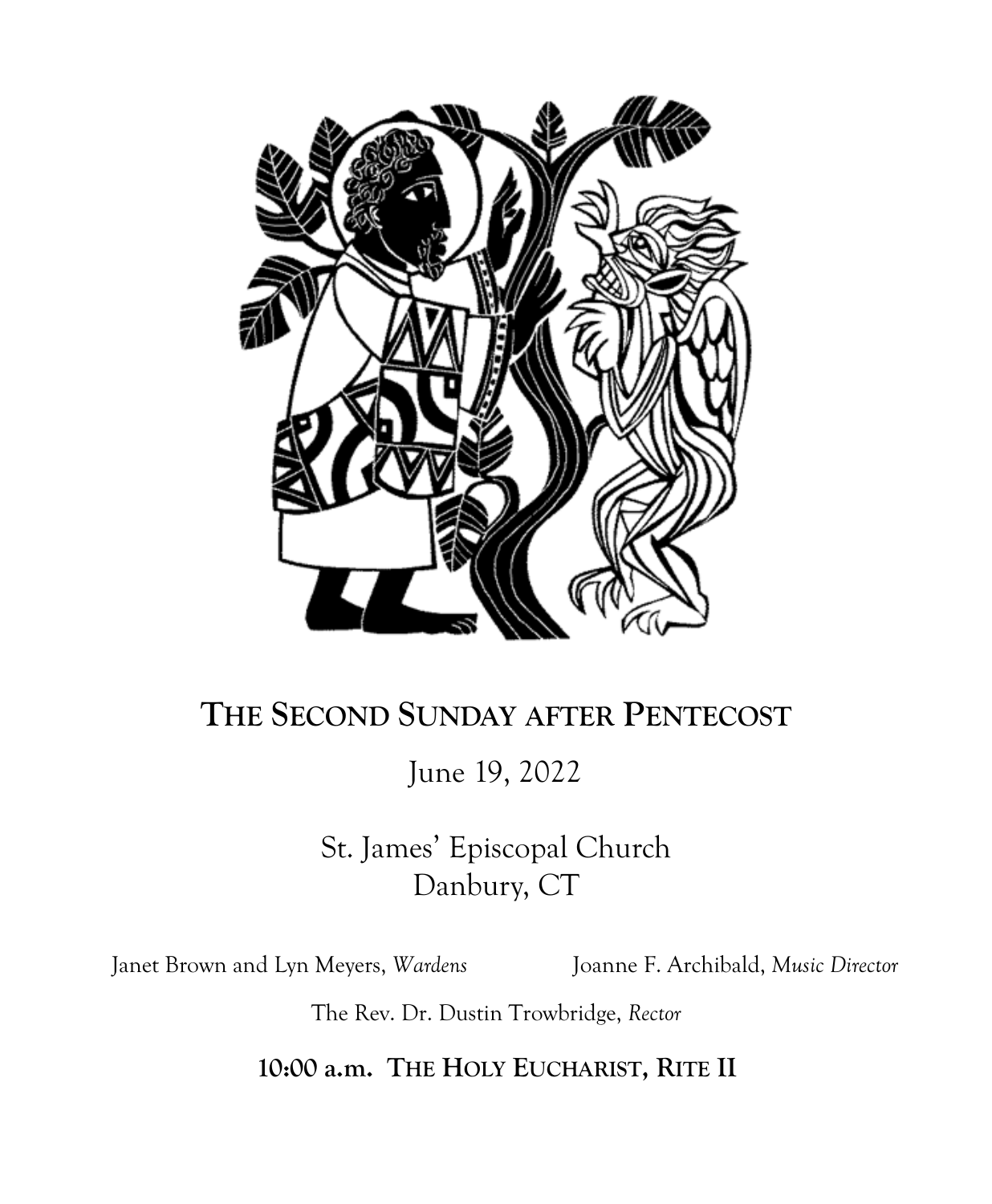# The Second Sunday after Pentecost

June 19, 2022

St. James' Episcopal Church
Danbury, CT

Janet Brown and Lyn Meyers, *Wardens*

Joanne F. Archibald, *Music Director*

The Rev. Dr. Dustin Trowbridge, *Rector*

**10:00 a.m. The Holy Eucharist, Rite II**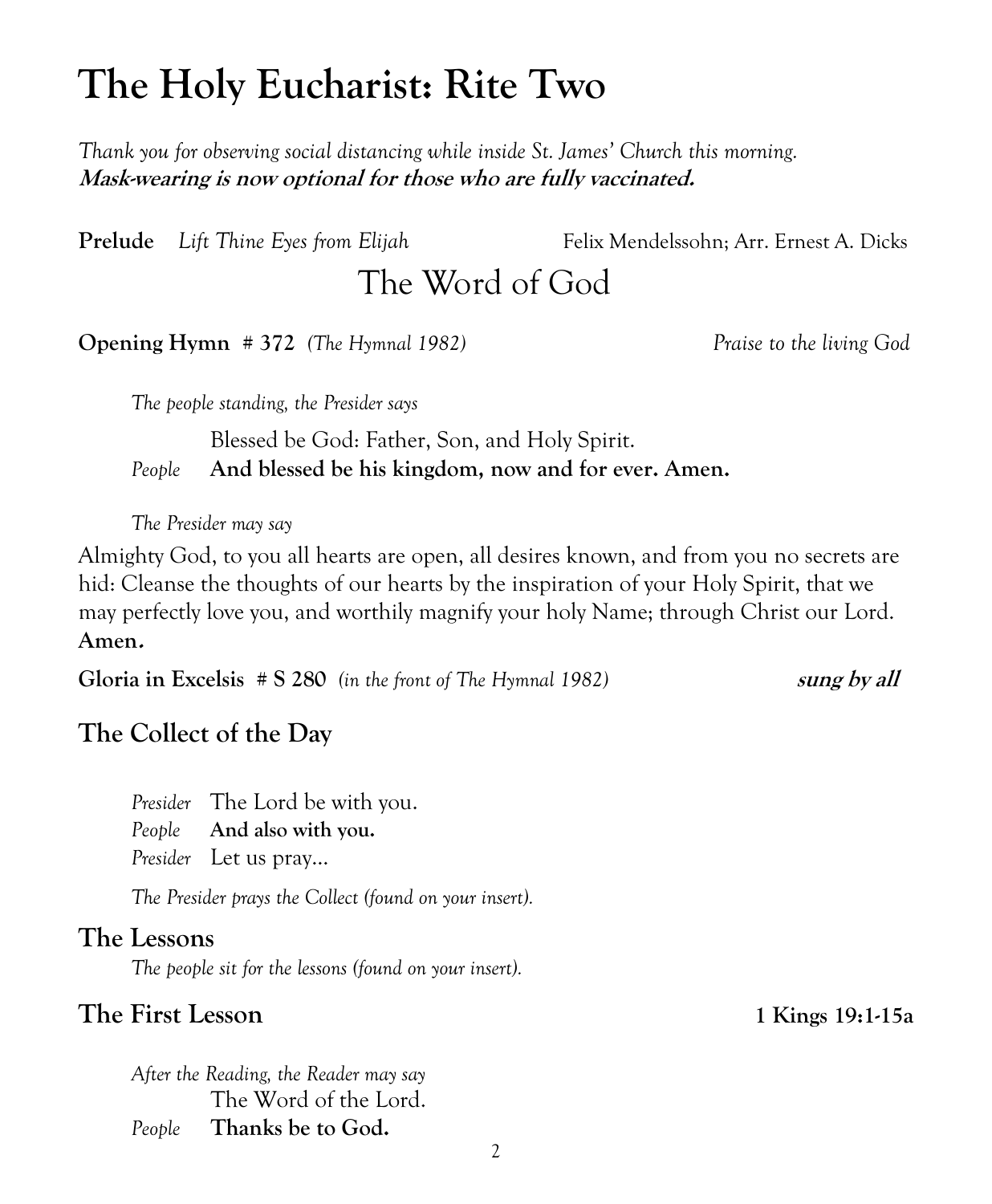# The Holy Eucharist: Rite Two

*Thank you for observing social distancing while inside St. James' Church this morning.*
***Mask-wearing is now optional for those who are fully vaccinated.***

**Prelude** *Lift Thine Eyes from Elijah* Felix Mendelssohn; Arr. Ernest A. Dicks

## The Word of God

**Opening Hymn # 372** *(The Hymnal 1982)* *Praise to the living God*

*The people standing, the Presider says*

Blessed be God: Father, Son, and Holy Spirit.

*People* **And blessed be his kingdom, now and for ever. Amen.**

*The Presider may say*

Almighty God, to you all hearts are open, all desires known, and from you no secrets are hid: Cleanse the thoughts of our hearts by the inspiration of your Holy Spirit, that we may perfectly love you, and worthily magnify your holy Name; through Christ our Lord. **Amen.**

**Gloria in Excelsis # S 280** *(in the front of The Hymnal 1982)* ***sung by all***

### The Collect of the Day

*Presider* The Lord be with you.
*People* **And also with you.**
*Presider* Let us pray…

*The Presider prays the Collect (found on your insert).*

### The Lessons

*The people sit for the lessons (found on your insert).*

### The First Lesson **1 Kings 19:1-15a**

*After the Reading, the Reader may say*

The Word of the Lord.

*People* **Thanks be to God.**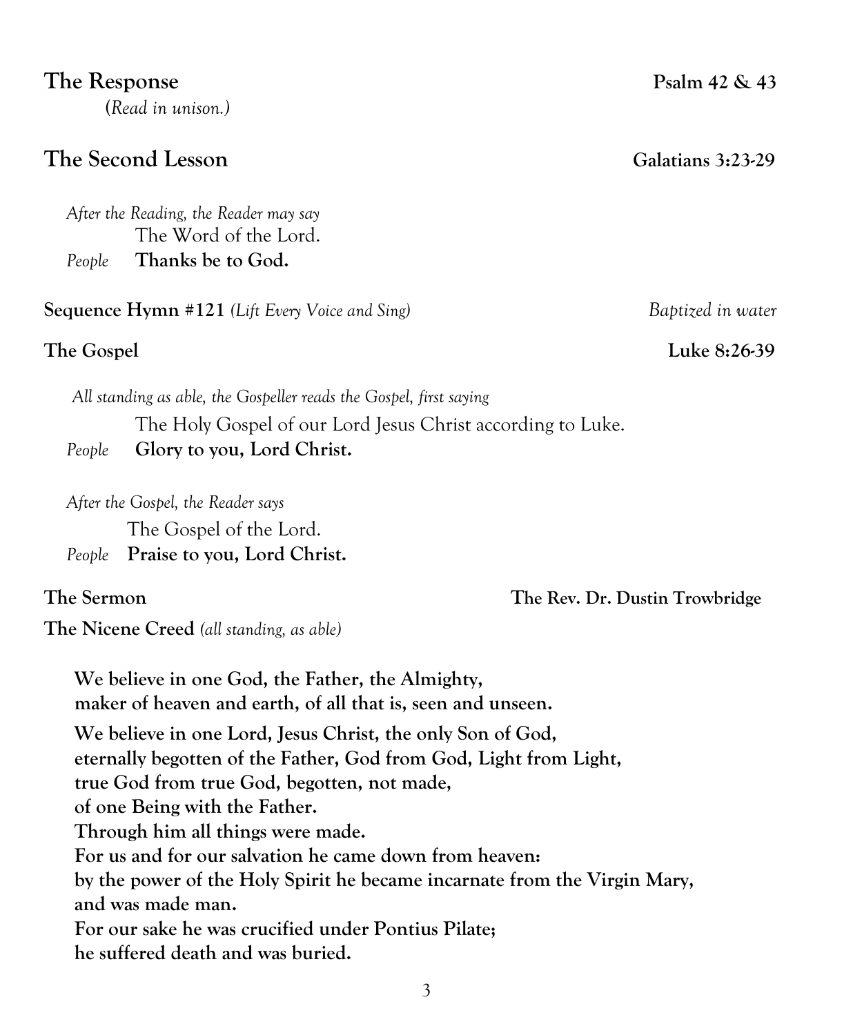## The Response — Psalm 42 & 43

*(Read in unison.)*

## The Second Lesson — Galatians 3:23-29

*After the Reading, the Reader may say*
The Word of the Lord.
*People* **Thanks be to God.**

**Sequence Hymn #121** *(Lift Every Voice and Sing)* — *Baptized in water*

**The Gospel** — **Luke 8:26-39**

*All standing as able, the Gospeller reads the Gospel, first saying*
The Holy Gospel of our Lord Jesus Christ according to Luke.
*People* **Glory to you, Lord Christ.**

*After the Gospel, the Reader says*
The Gospel of the Lord.
*People* **Praise to you, Lord Christ.**

**The Sermon** — **The Rev. Dr. Dustin Trowbridge**

**The Nicene Creed** *(all standing, as able)*

**We believe in one God, the Father, the Almighty,**
**maker of heaven and earth, of all that is, seen and unseen.**

**We believe in one Lord, Jesus Christ, the only Son of God,**
**eternally begotten of the Father, God from God, Light from Light,**
**true God from true God, begotten, not made,**
**of one Being with the Father.**
**Through him all things were made.**
**For us and for our salvation he came down from heaven:**
**by the power of the Holy Spirit he became incarnate from the Virgin Mary,**
**and was made man.**
**For our sake he was crucified under Pontius Pilate;**
**he suffered death and was buried.**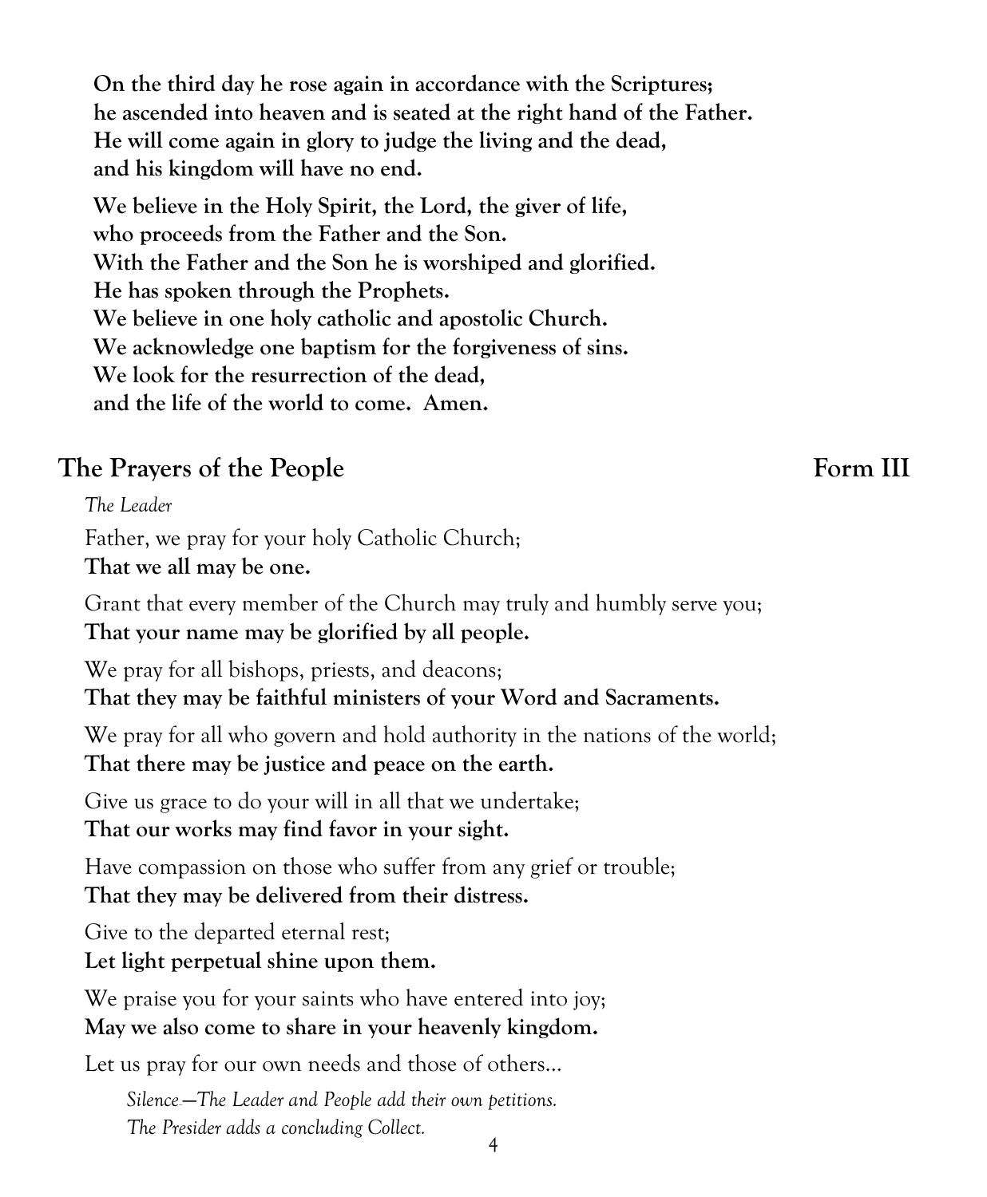**On the third day he rose again in accordance with the Scriptures;**
**he ascended into heaven and is seated at the right hand of the Father.**
**He will come again in glory to judge the living and the dead,**
**and his kingdom will have no end.**

**We believe in the Holy Spirit, the Lord, the giver of life,**
**who proceeds from the Father and the Son.**
**With the Father and the Son he is worshiped and glorified.**
**He has spoken through the Prophets.**
**We believe in one holy catholic and apostolic Church.**
**We acknowledge one baptism for the forgiveness of sins.**
**We look for the resurrection of the dead,**
**and the life of the world to come. Amen.**

## The Prayers of the People — Form III

*The Leader*

Father, we pray for your holy Catholic Church;
**That we all may be one.**

Grant that every member of the Church may truly and humbly serve you;
**That your name may be glorified by all people.**

We pray for all bishops, priests, and deacons;
**That they may be faithful ministers of your Word and Sacraments.**

We pray for all who govern and hold authority in the nations of the world;
**That there may be justice and peace on the earth.**

Give us grace to do your will in all that we undertake;
**That our works may find favor in your sight.**

Have compassion on those who suffer from any grief or trouble;
**That they may be delivered from their distress.**

Give to the departed eternal rest;
**Let light perpetual shine upon them.**

We praise you for your saints who have entered into joy;
**May we also come to share in your heavenly kingdom.**

Let us pray for our own needs and those of others…

*Silence—The Leader and People add their own petitions.*
*The Presider adds a concluding Collect.*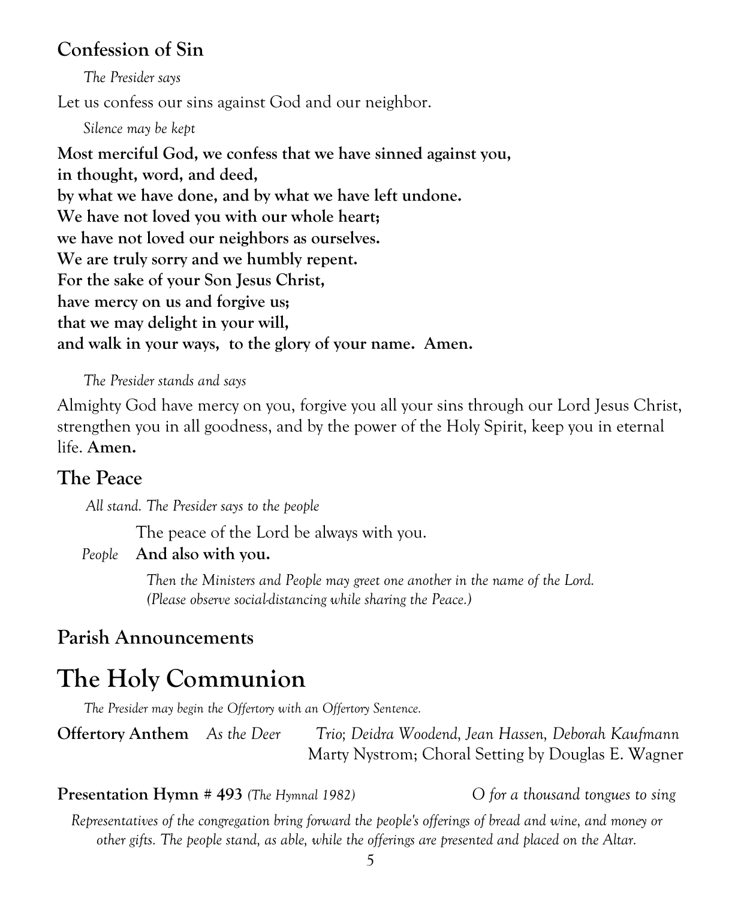## Confession of Sin

*The Presider says*

Let us confess our sins against God and our neighbor.

*Silence may be kept*

**Most merciful God, we confess that we have sinned against you,**
**in thought, word, and deed,**
**by what we have done, and by what we have left undone.**
**We have not loved you with our whole heart;**
**we have not loved our neighbors as ourselves.**
**We are truly sorry and we humbly repent.**
**For the sake of your Son Jesus Christ,**
**have mercy on us and forgive us;**
**that we may delight in your will,**
**and walk in your ways, to the glory of your name. Amen.**

*The Presider stands and says*

Almighty God have mercy on you, forgive you all your sins through our Lord Jesus Christ, strengthen you in all goodness, and by the power of the Holy Spirit, keep you in eternal life. **Amen.**

## The Peace

*All stand. The Presider says to the people*

The peace of the Lord be always with you.

*People* **And also with you.**

*Then the Ministers and People may greet one another in the name of the Lord.*
*(Please observe social-distancing while sharing the Peace.)*

## Parish Announcements

# The Holy Communion

*The Presider may begin the Offertory with an Offertory Sentence.*

**Offertory Anthem** *As the Deer* *Trio; Deidra Woodend, Jean Hassen, Deborah Kaufmann*
Marty Nystrom; Choral Setting by Douglas E. Wagner

**Presentation Hymn # 493** *(The Hymnal 1982)* *O for a thousand tongues to sing*

*Representatives of the congregation bring forward the people's offerings of bread and wine, and money or other gifts. The people stand, as able, while the offerings are presented and placed on the Altar.*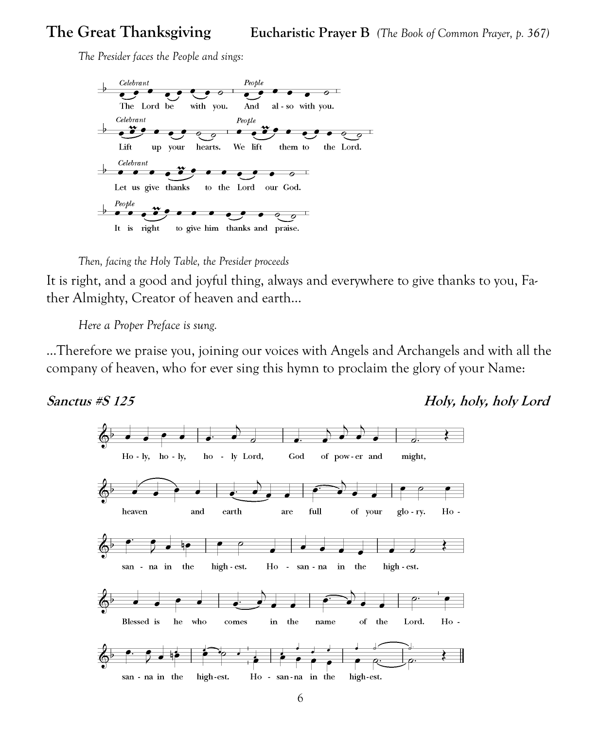**The Great Thanksgiving** **Eucharistic Prayer B** *(The Book of Common Prayer, p. 367)*

*The Presider faces the People and sings:*

*Celebrant*
The Lord be with you.
*People*
And also with you.

*Celebrant*
Lift up your hearts.
*People*
We lift them to the Lord.

*Celebrant*
Let us give thanks to the Lord our God.

*People*
It is right to give him thanks and praise.

*Then, facing the Holy Table, the Presider proceeds*

It is right, and a good and joyful thing, always and everywhere to give thanks to you, Father Almighty, Creator of heaven and earth...

*Here a Proper Preface is sung.*

...Therefore we praise you, joining our voices with Angels and Archangels and with all the company of heaven, who for ever sing this hymn to proclaim the glory of your Name:

***Sanctus #S 125*** ***Holy, holy, holy Lord***

Holy, holy, holy Lord, God of power and might,
heaven and earth are full of your glory. Hosanna in the highest. Hosanna in the highest.
Blessed is he who comes in the name of the Lord. Hosanna in the highest. Hosanna in the highest.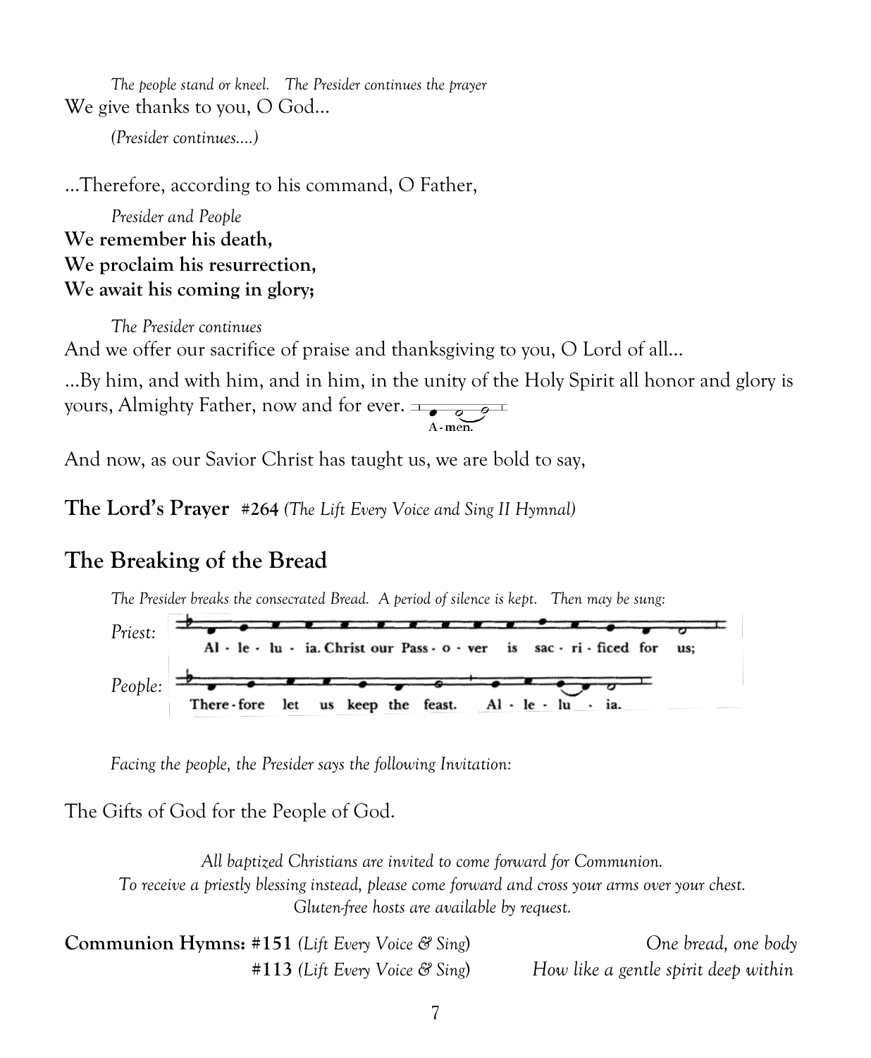*The people stand or kneel. The Presider continues the prayer*

We give thanks to you, O God…

*(Presider continues….)*

…Therefore, according to his command, O Father,

*Presider and People*

**We remember his death,**
**We proclaim his resurrection,**
**We await his coming in glory;**

*The Presider continues*

And we offer our sacrifice of praise and thanksgiving to you, O Lord of all…

…By him, and with him, and in him, in the unity of the Holy Spirit all honor and glory is yours, Almighty Father, now and for ever. A-men.

And now, as our Savior Christ has taught us, we are bold to say,

**The Lord's Prayer #264** *(The Lift Every Voice and Sing II Hymnal)*

## The Breaking of the Bread

*The Presider breaks the consecrated Bread. A period of silence is kept. Then may be sung:*

*Priest:* Al - le - lu - ia. Christ our Pass - o - ver is sac - ri - ficed for us;

*People:* There - fore let us keep the feast. Al - le - lu - ia.

*Facing the people, the Presider says the following Invitation:*

The Gifts of God for the People of God.

*All baptized Christians are invited to come forward for Communion.*
*To receive a priestly blessing instead, please come forward and cross your arms over your chest.*
*Gluten-free hosts are available by request.*

**Communion Hymns: #151** *(Lift Every Voice & Sing)* *One bread, one body*
**#113** *(Lift Every Voice & Sing)* *How like a gentle spirit deep within*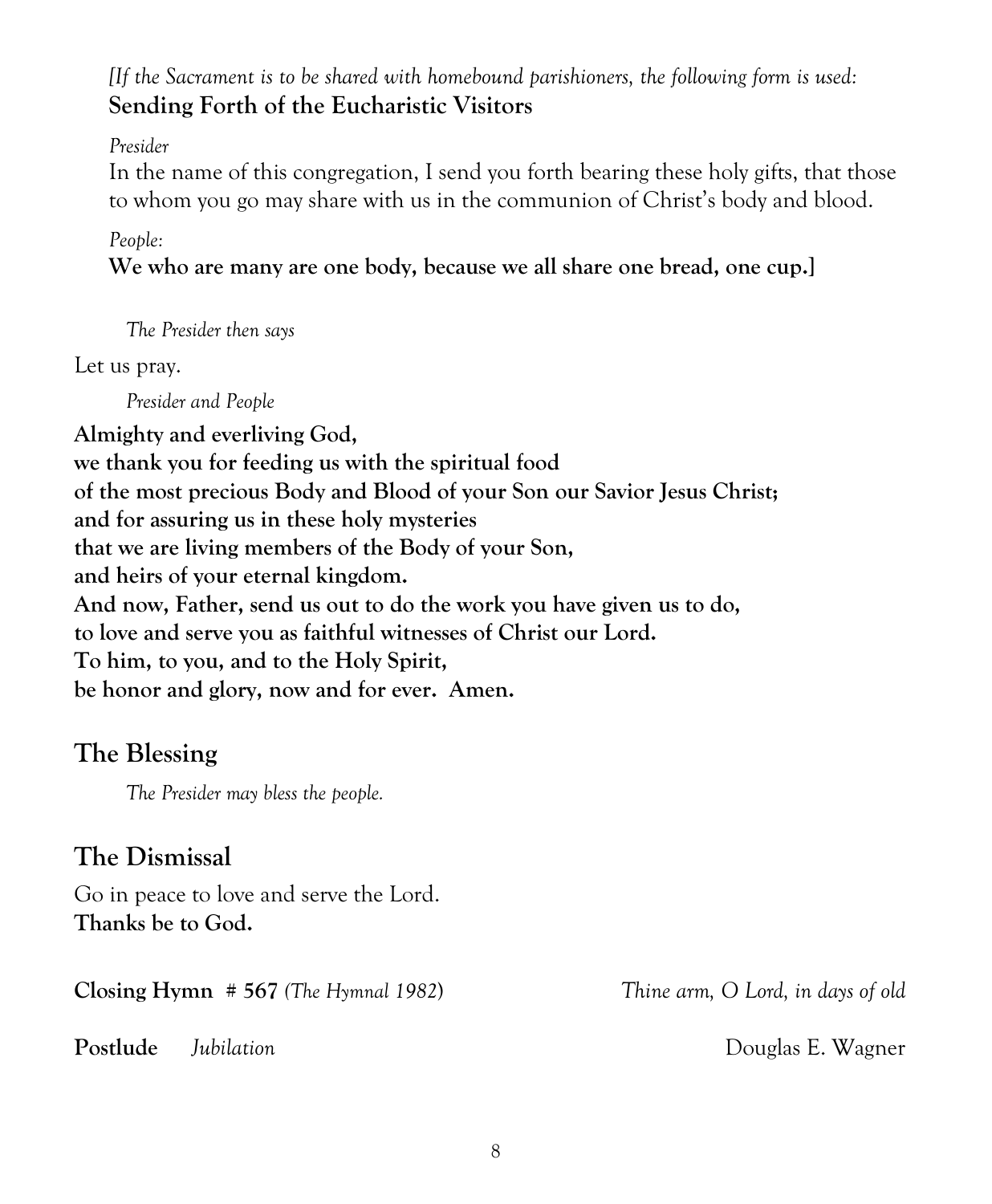*[If the Sacrament is to be shared with homebound parishioners, the following form is used:*

**Sending Forth of the Eucharistic Visitors**

*Presider*

In the name of this congregation, I send you forth bearing these holy gifts, that those to whom you go may share with us in the communion of Christ's body and blood.

*People:*

**We who are many are one body, because we all share one bread, one cup.]**

*The Presider then says*

Let us pray.

*Presider and People*

**Almighty and everliving God,**  
**we thank you for feeding us with the spiritual food**  
**of the most precious Body and Blood of your Son our Savior Jesus Christ;**  
**and for assuring us in these holy mysteries**  
**that we are living members of the Body of your Son,**  
**and heirs of your eternal kingdom.**  
**And now, Father, send us out to do the work you have given us to do,**  
**to love and serve you as faithful witnesses of Christ our Lord.**  
**To him, to you, and to the Holy Spirit,**  
**be honor and glory, now and for ever. Amen.**

## The Blessing

*The Presider may bless the people.*

## The Dismissal

Go in peace to love and serve the Lord.  
**Thanks be to God.**

**Closing Hymn # 567** *(The Hymnal 1982)* *Thine arm, O Lord, in days of old*

**Postlude** *Jubilation* Douglas E. Wagner